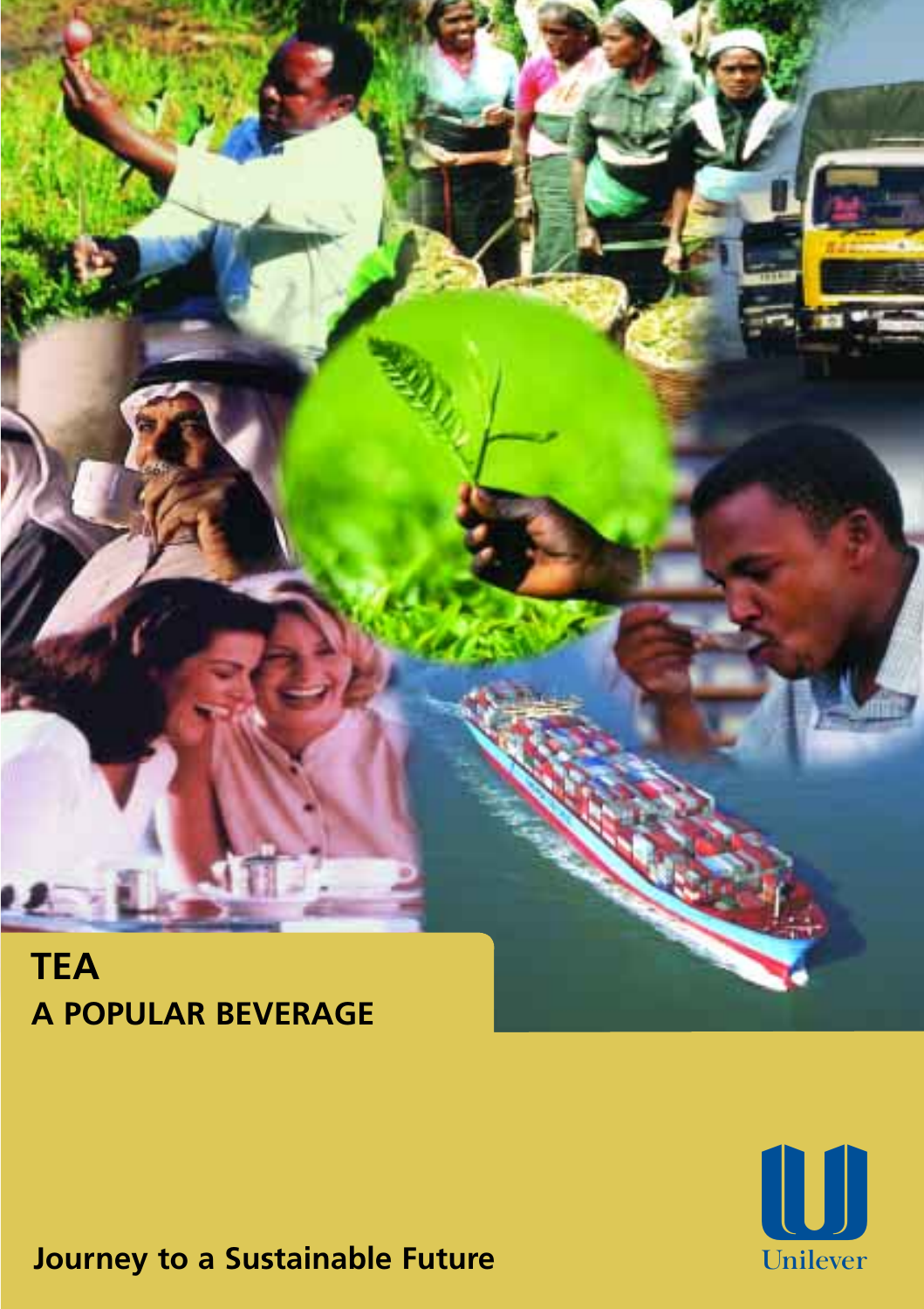# TEA

## A POPULAR BEVERAGE

Journey to a Sustainable Future

Unilever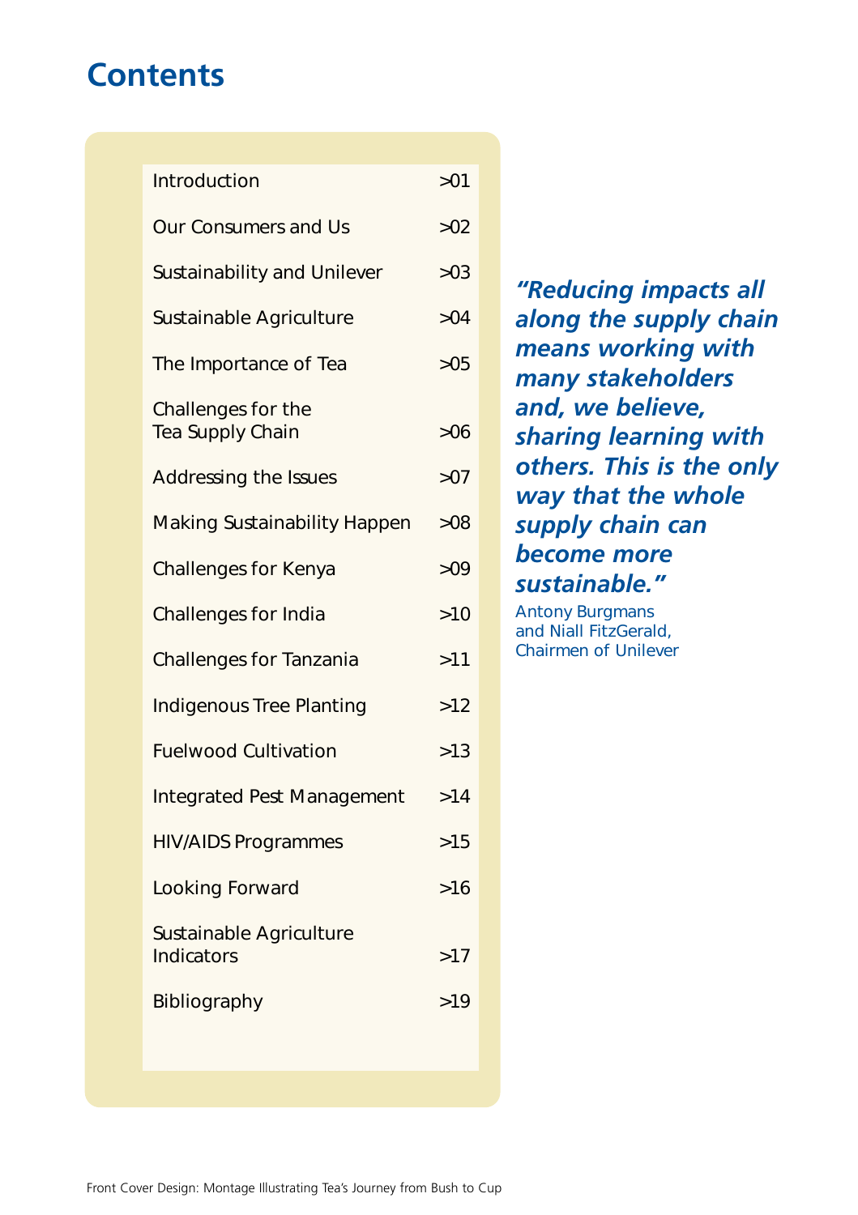# Contents

| | |
|---|---|
| Introduction | >01 |
| Our Consumers and Us | >02 |
| Sustainability and Unilever | >03 |
| Sustainable Agriculture | >04 |
| The Importance of Tea | >05 |
| Challenges for the Tea Supply Chain | >06 |
| Addressing the Issues | >07 |
| Making Sustainability Happen | >08 |
| Challenges for Kenya | >09 |
| Challenges for India | >10 |
| Challenges for Tanzania | >11 |
| Indigenous Tree Planting | >12 |
| Fuelwood Cultivation | >13 |
| Integrated Pest Management | >14 |
| HIV/AIDS Programmes | >15 |
| Looking Forward | >16 |
| Sustainable Agriculture Indicators | >17 |
| Bibliography | >19 |

***"Reducing impacts all along the supply chain means working with many stakeholders and, we believe, sharing learning with others. This is the only way that the whole supply chain can become more sustainable."***

Antony Burgmans and Niall FitzGerald, Chairmen of Unilever

Front Cover Design: Montage Illustrating Tea's Journey from Bush to Cup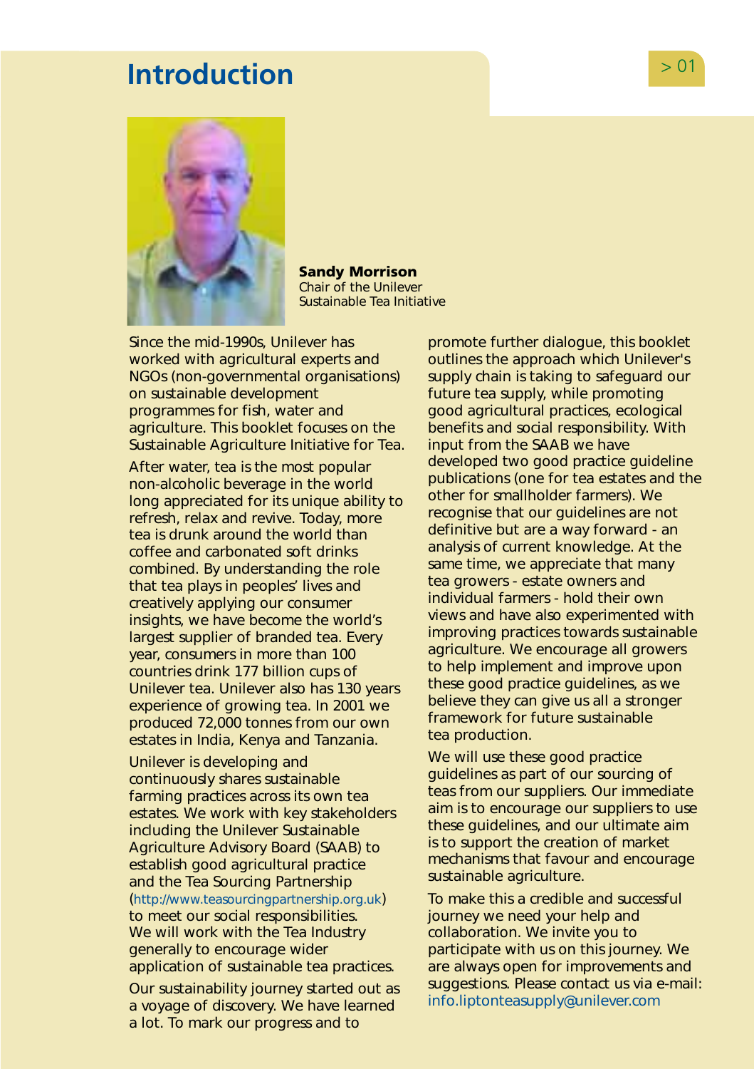# Introduction

**Sandy Morrison**
Chair of the Unilever Sustainable Tea Initiative

Since the mid-1990s, Unilever has worked with agricultural experts and NGOs (non-governmental organisations) on sustainable development programmes for fish, water and agriculture. This booklet focuses on the Sustainable Agriculture Initiative for Tea.

After water, tea is the most popular non-alcoholic beverage in the world long appreciated for its unique ability to refresh, relax and revive. Today, more tea is drunk around the world than coffee and carbonated soft drinks combined. By understanding the role that tea plays in peoples' lives and creatively applying our consumer insights, we have become the world's largest supplier of branded tea. Every year, consumers in more than 100 countries drink 177 billion cups of Unilever tea. Unilever also has 130 years experience of growing tea. In 2001 we produced 72,000 tonnes from our own estates in India, Kenya and Tanzania.

Unilever is developing and continuously shares sustainable farming practices across its own tea estates. We work with key stakeholders including the Unilever Sustainable Agriculture Advisory Board (SAAB) to establish good agricultural practice and the Tea Sourcing Partnership (http://www.teasourcingpartnership.org.uk) to meet our social responsibilities. We will work with the Tea Industry generally to encourage wider application of sustainable tea practices.

Our sustainability journey started out as a voyage of discovery. We have learned a lot. To mark our progress and to promote further dialogue, this booklet outlines the approach which Unilever's supply chain is taking to safeguard our future tea supply, while promoting good agricultural practices, ecological benefits and social responsibility. With input from the SAAB we have developed two good practice guideline publications (one for tea estates and the other for smallholder farmers). We recognise that our guidelines are not definitive but are a way forward - an analysis of current knowledge. At the same time, we appreciate that many tea growers - estate owners and individual farmers - hold their own views and have also experimented with improving practices towards sustainable agriculture. We encourage all growers to help implement and improve upon these good practice guidelines, as we believe they can give us all a stronger framework for future sustainable tea production.

We will use these good practice guidelines as part of our sourcing of teas from our suppliers. Our immediate aim is to encourage our suppliers to use these guidelines, and our ultimate aim is to support the creation of market mechanisms that favour and encourage sustainable agriculture.

To make this a credible and successful journey we need your help and collaboration. We invite you to participate with us on this journey. We are always open for improvements and suggestions. Please contact us via e-mail: info.liptonteasupply@unilever.com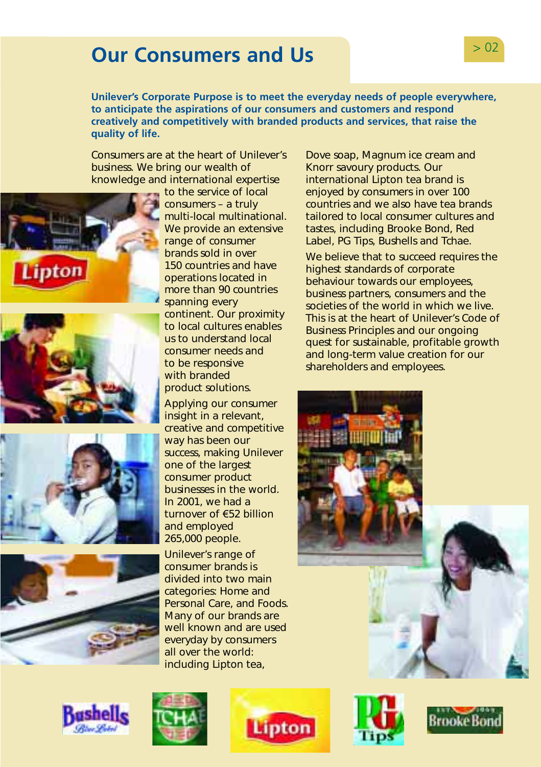# Our Consumers and Us

**Unilever's Corporate Purpose is to meet the everyday needs of people everywhere, to anticipate the aspirations of our consumers and customers and respond creatively and competitively with branded products and services, that raise the quality of life.**

Consumers are at the heart of Unilever's business. We bring our wealth of knowledge and international expertise to the service of local consumers – a truly multi-local multinational. We provide an extensive range of consumer brands sold in over 150 countries and have operations located in more than 90 countries spanning every continent. Our proximity to local cultures enables us to understand local consumer needs and to be responsive with branded product solutions.

Applying our consumer insight in a relevant, creative and competitive way has been our success, making Unilever one of the largest consumer product businesses in the world. In 2001, we had a turnover of €52 billion and employed 265,000 people.

Unilever's range of consumer brands is divided into two main categories: Home and Personal Care, and Foods. Many of our brands are well known and are used everyday by consumers all over the world: including Lipton tea, Dove soap, Magnum ice cream and Knorr savoury products. Our international Lipton tea brand is enjoyed by consumers in over 100 countries and we also have tea brands tailored to local consumer cultures and tastes, including Brooke Bond, Red Label, PG Tips, Bushells and Tchae.

We believe that to succeed requires the highest standards of corporate behaviour towards our employees, business partners, consumers and the societies of the world in which we live. This is at the heart of Unilever's Code of Business Principles and our ongoing quest for sustainable, profitable growth and long-term value creation for our shareholders and employees.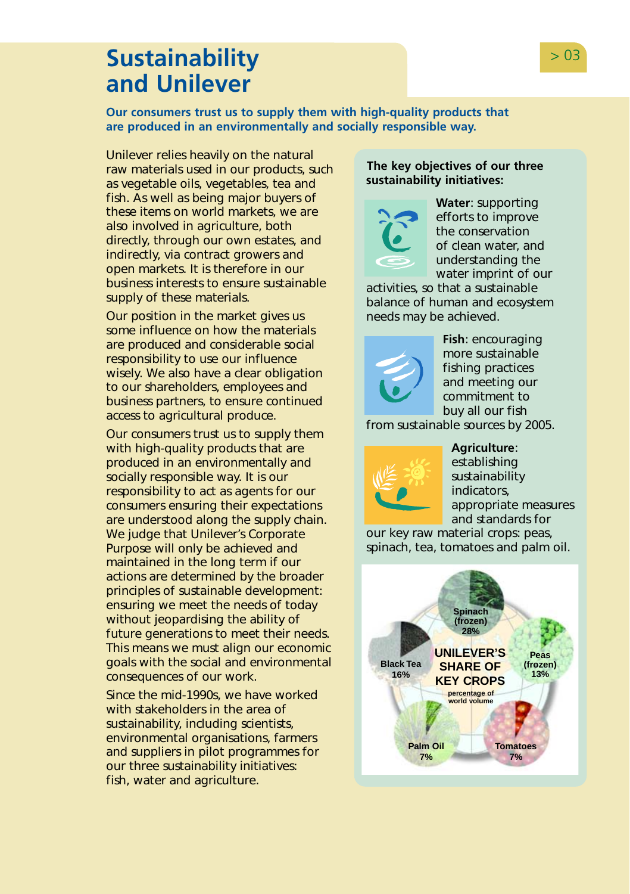# Sustainability and Unilever

**Our consumers trust us to supply them with high-quality products that are produced in an environmentally and socially responsible way.**

Unilever relies heavily on the natural raw materials used in our products, such as vegetable oils, vegetables, tea and fish. As well as being major buyers of these items on world markets, we are also involved in agriculture, both directly, through our own estates, and indirectly, via contract growers and open markets. It is therefore in our business interests to ensure sustainable supply of these materials.

Our position in the market gives us some influence on how the materials are produced and considerable social responsibility to use our influence wisely. We also have a clear obligation to our shareholders, employees and business partners, to ensure continued access to agricultural produce.

Our consumers trust us to supply them with high-quality products that are produced in an environmentally and socially responsible way. It is our responsibility to act as agents for our consumers ensuring their expectations are understood along the supply chain. We judge that Unilever's Corporate Purpose will only be achieved and maintained in the long term if our actions are determined by the broader principles of sustainable development: ensuring we meet the needs of today without jeopardising the ability of future generations to meet their needs. This means we must align our economic goals with the social and environmental consequences of our work.

Since the mid-1990s, we have worked with stakeholders in the area of sustainability, including scientists, environmental organisations, farmers and suppliers in pilot programmes for our three sustainability initiatives: fish, water and agriculture.

**The key objectives of our three sustainability initiatives:**

**Water**: supporting efforts to improve the conservation of clean water, and understanding the water imprint of our activities, so that a sustainable balance of human and ecosystem needs may be achieved.

**Fish**: encouraging more sustainable fishing practices and meeting our commitment to buy all our fish from sustainable sources by 2005.

**Agriculture**: establishing sustainability indicators, appropriate measures and standards for our key raw material crops: peas, spinach, tea, tomatoes and palm oil.

**UNILEVER'S SHARE OF KEY CROPS**
percentage of world volume

| Crop | Share |
|---|---|
| Spinach (frozen) | 28% |
| Peas (frozen) | 13% |
| Tomatoes | 7% |
| Palm Oil | 7% |
| Black Tea | 16% |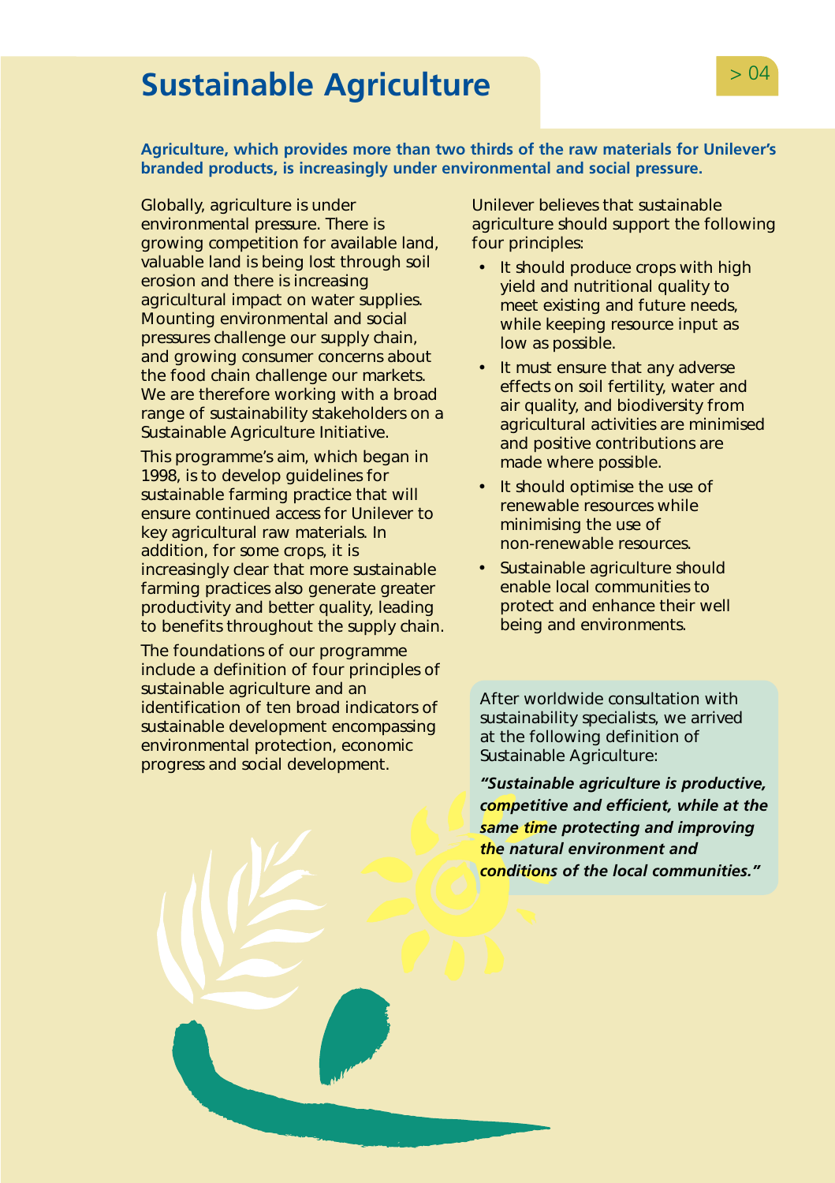# Sustainable Agriculture

**Agriculture, which provides more than two thirds of the raw materials for Unilever's branded products, is increasingly under environmental and social pressure.**

Globally, agriculture is under environmental pressure. There is growing competition for available land, valuable land is being lost through soil erosion and there is increasing agricultural impact on water supplies. Mounting environmental and social pressures challenge our supply chain, and growing consumer concerns about the food chain challenge our markets. We are therefore working with a broad range of sustainability stakeholders on a Sustainable Agriculture Initiative.

This programme's aim, which began in 1998, is to develop guidelines for sustainable farming practice that will ensure continued access for Unilever to key agricultural raw materials. In addition, for some crops, it is increasingly clear that more sustainable farming practices also generate greater productivity and better quality, leading to benefits throughout the supply chain.

The foundations of our programme include a definition of four principles of sustainable agriculture and an identification of ten broad indicators of sustainable development encompassing environmental protection, economic progress and social development.

Unilever believes that sustainable agriculture should support the following four principles:

- It should produce crops with high yield and nutritional quality to meet existing and future needs, while keeping resource input as low as possible.
- It must ensure that any adverse effects on soil fertility, water and air quality, and biodiversity from agricultural activities are minimised and positive contributions are made where possible.
- It should optimise the use of renewable resources while minimising the use of non-renewable resources.
- Sustainable agriculture should enable local communities to protect and enhance their well being and environments.

After worldwide consultation with sustainability specialists, we arrived at the following definition of Sustainable Agriculture:

***"Sustainable agriculture is productive, competitive and efficient, while at the same time protecting and improving the natural environment and conditions of the local communities."***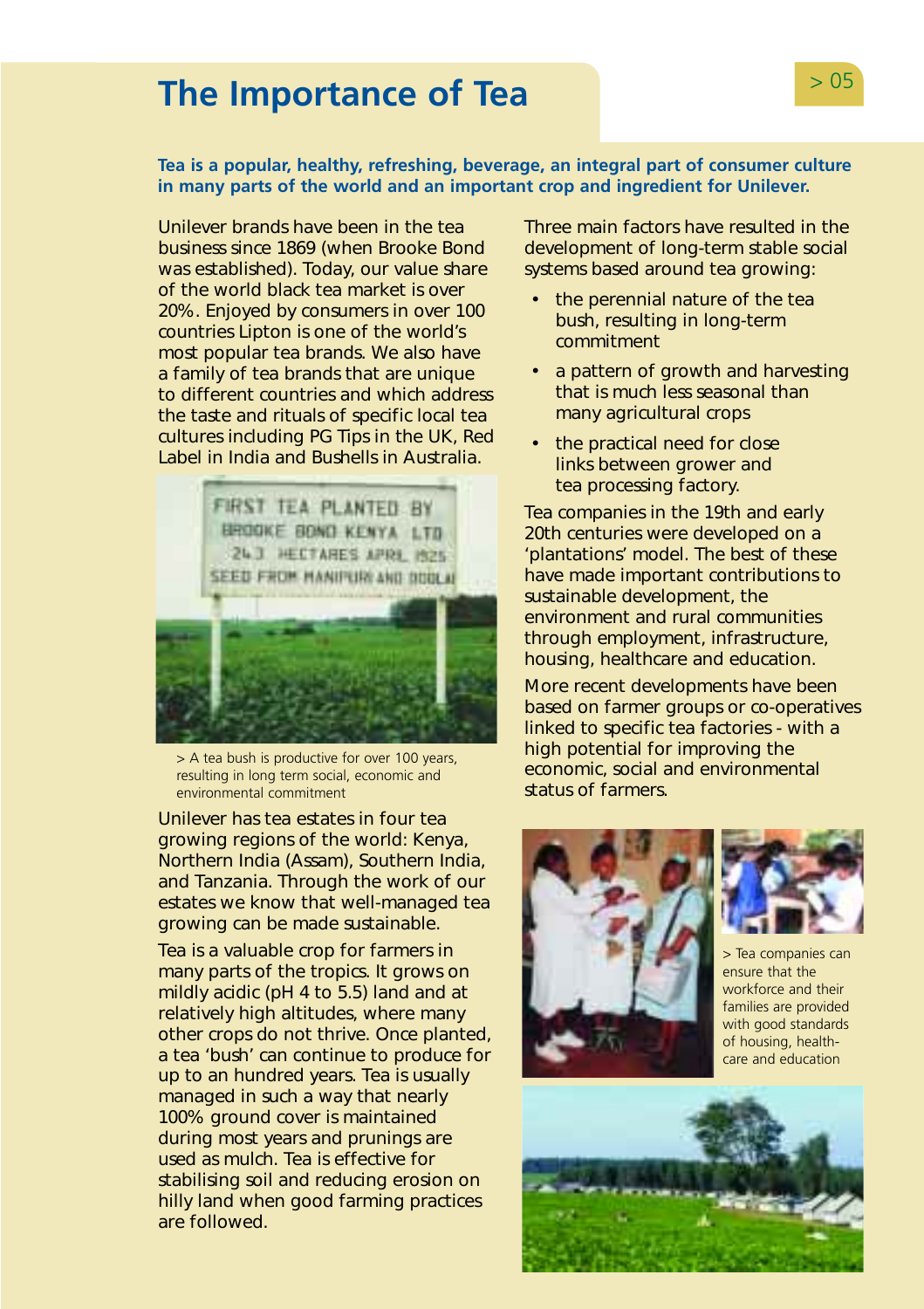# The Importance of Tea

**Tea is a popular, healthy, refreshing, beverage, an integral part of consumer culture in many parts of the world and an important crop and ingredient for Unilever.**

Unilever brands have been in the tea business since 1869 (when Brooke Bond was established). Today, our value share of the world black tea market is over 20%. Enjoyed by consumers in over 100 countries Lipton is one of the world's most popular tea brands. We also have a family of tea brands that are unique to different countries and which address the taste and rituals of specific local tea cultures including PG Tips in the UK, Red Label in India and Bushells in Australia.

> A tea bush is productive for over 100 years, resulting in long term social, economic and environmental commitment

Unilever has tea estates in four tea growing regions of the world: Kenya, Northern India (Assam), Southern India, and Tanzania. Through the work of our estates we know that well-managed tea growing can be made sustainable.

Tea is a valuable crop for farmers in many parts of the tropics. It grows on mildly acidic (pH 4 to 5.5) land and at relatively high altitudes, where many other crops do not thrive. Once planted, a tea 'bush' can continue to produce for up to an hundred years. Tea is usually managed in such a way that nearly 100% ground cover is maintained during most years and prunings are used as mulch. Tea is effective for stabilising soil and reducing erosion on hilly land when good farming practices are followed.

Three main factors have resulted in the development of long-term stable social systems based around tea growing:

- the perennial nature of the tea bush, resulting in long-term commitment
- a pattern of growth and harvesting that is much less seasonal than many agricultural crops
- the practical need for close links between grower and tea processing factory.

Tea companies in the 19th and early 20th centuries were developed on a 'plantations' model. The best of these have made important contributions to sustainable development, the environment and rural communities through employment, infrastructure, housing, healthcare and education.

More recent developments have been based on farmer groups or co-operatives linked to specific tea factories - with a high potential for improving the economic, social and environmental status of farmers.

> Tea companies can ensure that the workforce and their families are provided with good standards of housing, health-care and education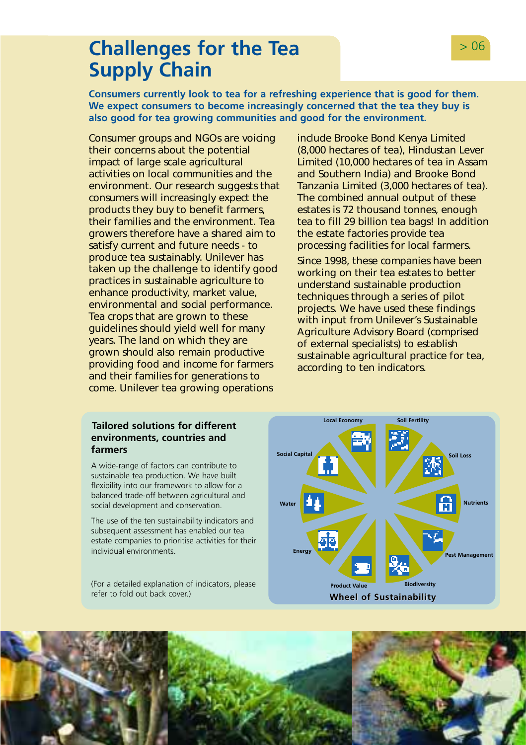# Challenges for the Tea Supply Chain

**Consumers currently look to tea for a refreshing experience that is good for them. We expect consumers to become increasingly concerned that the tea they buy is also good for tea growing communities and good for the environment.**

Consumer groups and NGOs are voicing their concerns about the potential impact of large scale agricultural activities on local communities and the environment. Our research suggests that consumers will increasingly expect the products they buy to benefit farmers, their families and the environment. Tea growers therefore have a shared aim to satisfy current and future needs - to produce tea sustainably. Unilever has taken up the challenge to identify good practices in sustainable agriculture to enhance productivity, market value, environmental and social performance. Tea crops that are grown to these guidelines should yield well for many years. The land on which they are grown should also remain productive providing food and income for farmers and their families for generations to come. Unilever tea growing operations include Brooke Bond Kenya Limited (8,000 hectares of tea), Hindustan Lever Limited (10,000 hectares of tea in Assam and Southern India) and Brooke Bond Tanzania Limited (3,000 hectares of tea). The combined annual output of these estates is 72 thousand tonnes, enough tea to fill 29 billion tea bags! In addition the estate factories provide tea processing facilities for local farmers.

Since 1998, these companies have been working on their tea estates to better understand sustainable production techniques through a series of pilot projects. We have used these findings with input from Unilever's Sustainable Agriculture Advisory Board (comprised of external specialists) to establish sustainable agricultural practice for tea, according to ten indicators.

### Tailored solutions for different environments, countries and farmers

A wide-range of factors can contribute to sustainable tea production. We have built flexibility into our framework to allow for a balanced trade-off between agricultural and social development and conservation.

The use of the ten sustainability indicators and subsequent assessment has enabled our tea estate companies to prioritise activities for their individual environments.

(For a detailed explanation of indicators, please refer to fold out back cover.)

Local Economy, Soil Fertility, Soil Loss, Nutrients, Pest Management, Biodiversity, Product Value, Energy, Water, Social Capital

**Wheel of Sustainability**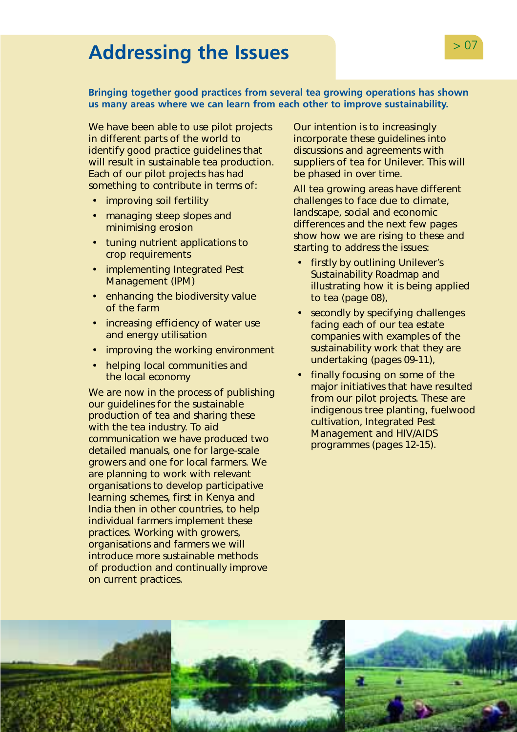# Addressing the Issues

**Bringing together good practices from several tea growing operations has shown us many areas where we can learn from each other to improve sustainability.**

We have been able to use pilot projects in different parts of the world to identify good practice guidelines that will result in sustainable tea production. Each of our pilot projects has had something to contribute in terms of:

- improving soil fertility
- managing steep slopes and minimising erosion
- tuning nutrient applications to crop requirements
- implementing Integrated Pest Management (IPM)
- enhancing the biodiversity value of the farm
- increasing efficiency of water use and energy utilisation
- improving the working environment
- helping local communities and the local economy

We are now in the process of publishing our guidelines for the sustainable production of tea and sharing these with the tea industry. To aid communication we have produced two detailed manuals, one for large-scale growers and one for local farmers. We are planning to work with relevant organisations to develop participative learning schemes, first in Kenya and India then in other countries, to help individual farmers implement these practices. Working with growers, organisations and farmers we will introduce more sustainable methods of production and continually improve on current practices.

Our intention is to increasingly incorporate these guidelines into discussions and agreements with suppliers of tea for Unilever. This will be phased in over time.

All tea growing areas have different challenges to face due to climate, landscape, social and economic differences and the next few pages show how we are rising to these and starting to address the issues:

- firstly by outlining Unilever's Sustainability Roadmap and illustrating how it is being applied to tea (page 08),
- secondly by specifying challenges facing each of our tea estate companies with examples of the sustainability work that they are undertaking (pages 09-11),
- finally focusing on some of the major initiatives that have resulted from our pilot projects. These are indigenous tree planting, fuelwood cultivation, Integrated Pest Management and HIV/AIDS programmes (pages 12-15).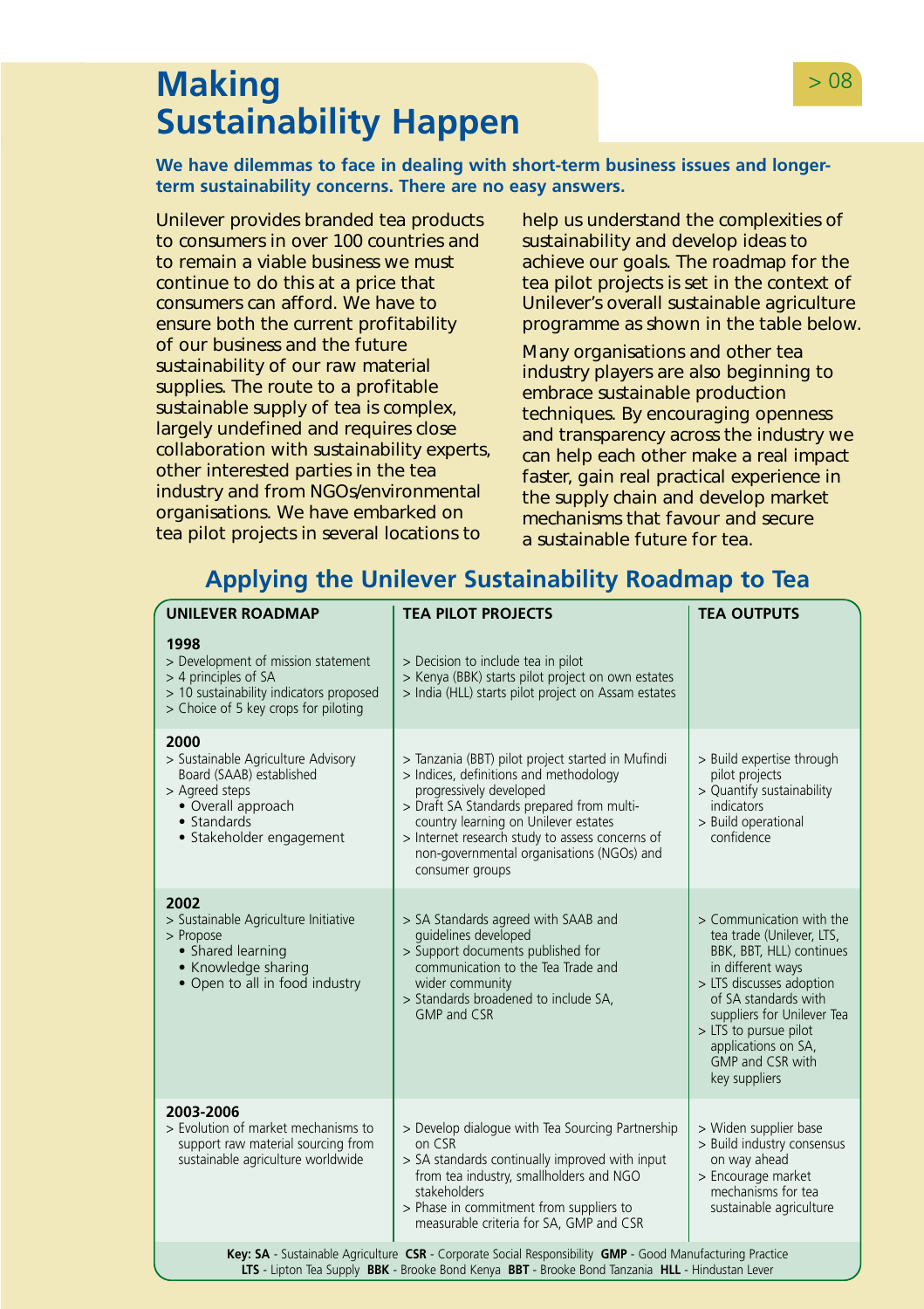# Making Sustainability Happen

**We have dilemmas to face in dealing with short-term business issues and longer-term sustainability concerns. There are no easy answers.**

Unilever provides branded tea products to consumers in over 100 countries and to remain a viable business we must continue to do this at a price that consumers can afford. We have to ensure both the current profitability of our business and the future sustainability of our raw material supplies. The route to a profitable sustainable supply of tea is complex, largely undefined and requires close collaboration with sustainability experts, other interested parties in the tea industry and from NGOs/environmental organisations. We have embarked on tea pilot projects in several locations to help us understand the complexities of sustainability and develop ideas to achieve our goals. The roadmap for the tea pilot projects is set in the context of Unilever's overall sustainable agriculture programme as shown in the table below.

Many organisations and other tea industry players are also beginning to embrace sustainable production techniques. By encouraging openness and transparency across the industry we can help each other make a real impact faster, gain real practical experience in the supply chain and develop market mechanisms that favour and secure a sustainable future for tea.

## Applying the Unilever Sustainability Roadmap to Tea

| UNILEVER ROADMAP | TEA PILOT PROJECTS | TEA OUTPUTS |
|---|---|---|
| **1998**<br>> Development of mission statement<br>> 4 principles of SA<br>> 10 sustainability indicators proposed<br>> Choice of 5 key crops for piloting | > Decision to include tea in pilot<br>> Kenya (BBK) starts pilot project on own estates<br>> India (HLL) starts pilot project on Assam estates | |
| **2000**<br>> Sustainable Agriculture Advisory Board (SAAB) established<br>> Agreed steps<br>• Overall approach<br>• Standards<br>• Stakeholder engagement | > Tanzania (BBT) pilot project started in Mufindi<br>> Indices, definitions and methodology progressively developed<br>> Draft SA Standards prepared from multi-country learning on Unilever estates<br>> Internet research study to assess concerns of non-governmental organisations (NGOs) and consumer groups | > Build expertise through pilot projects<br>> Quantify sustainability indicators<br>> Build operational confidence |
| **2002**<br>> Sustainable Agriculture Initiative<br>> Propose<br>• Shared learning<br>• Knowledge sharing<br>• Open to all in food industry | > SA Standards agreed with SAAB and guidelines developed<br>> Support documents published for communication to the Tea Trade and wider community<br>> Standards broadened to include SA, GMP and CSR | > Communication with the tea trade (Unilever, LTS, BBK, BBT, HLL) continues in different ways<br>> LTS discusses adoption of SA standards with suppliers for Unilever Tea<br>> LTS to pursue pilot applications on SA, GMP and CSR with key suppliers |
| **2003-2006**<br>> Evolution of market mechanisms to support raw material sourcing from sustainable agriculture worldwide | > Develop dialogue with Tea Sourcing Partnership on CSR<br>> SA standards continually improved with input from tea industry, smallholders and NGO stakeholders<br>> Phase in commitment from suppliers to measurable criteria for SA, GMP and CSR | > Widen supplier base<br>> Build industry consensus on way ahead<br>> Encourage market mechanisms for tea sustainable agriculture |

**Key: SA** - Sustainable Agriculture **CSR** - Corporate Social Responsibility **GMP** - Good Manufacturing Practice
**LTS** - Lipton Tea Supply **BBK** - Brooke Bond Kenya **BBT** - Brooke Bond Tanzania **HLL** - Hindustan Lever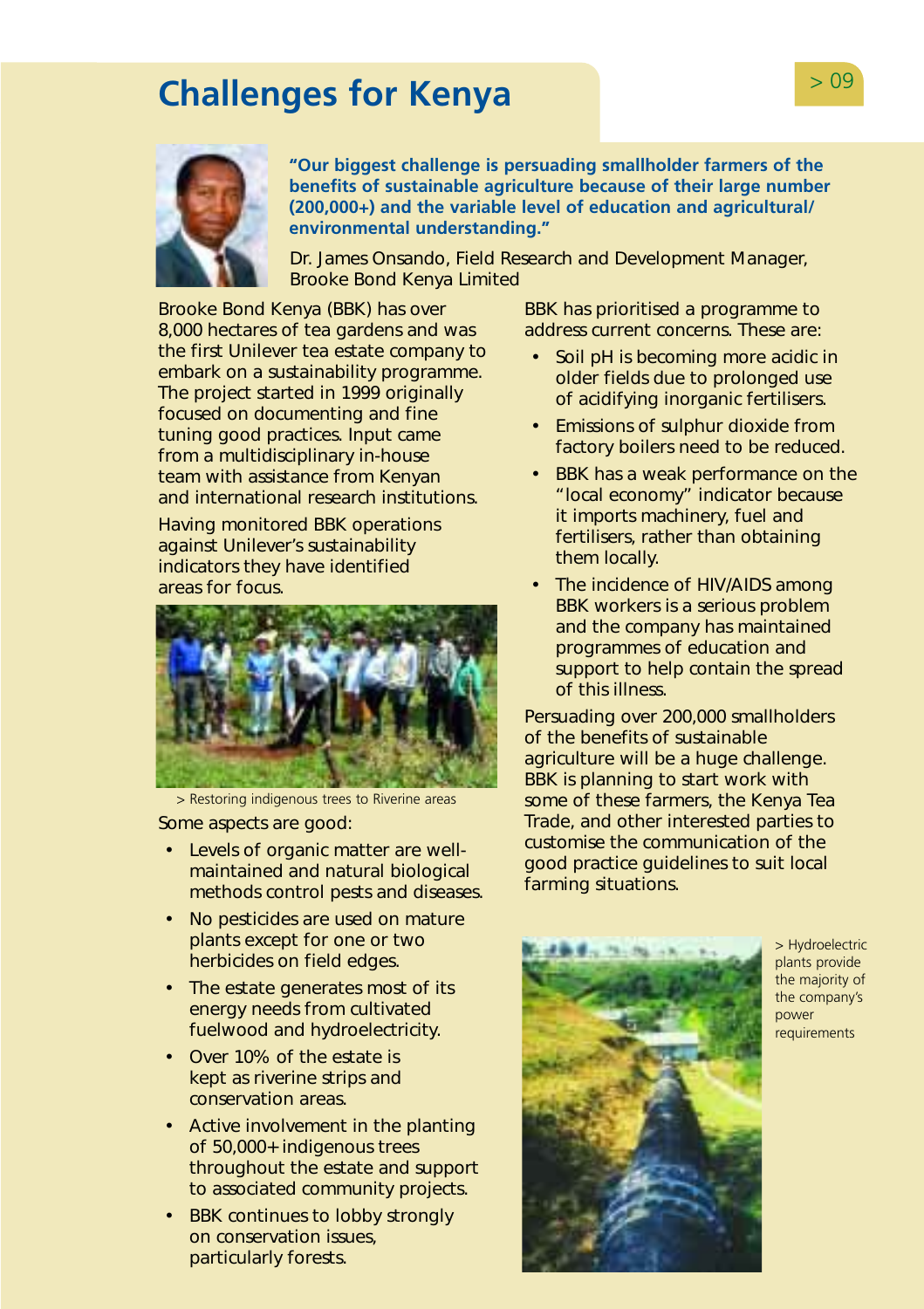# Challenges for Kenya

**"Our biggest challenge is persuading smallholder farmers of the benefits of sustainable agriculture because of their large number (200,000+) and the variable level of education and agricultural/ environmental understanding."**

Dr. James Onsando, Field Research and Development Manager, Brooke Bond Kenya Limited

Brooke Bond Kenya (BBK) has over 8,000 hectares of tea gardens and was the first Unilever tea estate company to embark on a sustainability programme. The project started in 1999 originally focused on documenting and fine tuning good practices. Input came from a multidisciplinary in-house team with assistance from Kenyan and international research institutions.

Having monitored BBK operations against Unilever's sustainability indicators they have identified areas for focus.

> Restoring indigenous trees to Riverine areas

Some aspects are good:

- Levels of organic matter are well-maintained and natural biological methods control pests and diseases.
- No pesticides are used on mature plants except for one or two herbicides on field edges.
- The estate generates most of its energy needs from cultivated fuelwood and hydroelectricity.
- Over 10% of the estate is kept as riverine strips and conservation areas.
- Active involvement in the planting of 50,000+ indigenous trees throughout the estate and support to associated community projects.
- BBK continues to lobby strongly on conservation issues, particularly forests.

BBK has prioritised a programme to address current concerns. These are:

- Soil pH is becoming more acidic in older fields due to prolonged use of acidifying inorganic fertilisers.
- Emissions of sulphur dioxide from factory boilers need to be reduced.
- BBK has a weak performance on the "local economy" indicator because it imports machinery, fuel and fertilisers, rather than obtaining them locally.
- The incidence of HIV/AIDS among BBK workers is a serious problem and the company has maintained programmes of education and support to help contain the spread of this illness.

Persuading over 200,000 smallholders of the benefits of sustainable agriculture will be a huge challenge. BBK is planning to start work with some of these farmers, the Kenya Tea Trade, and other interested parties to customise the communication of the good practice guidelines to suit local farming situations.

> Hydroelectric plants provide the majority of the company's power requirements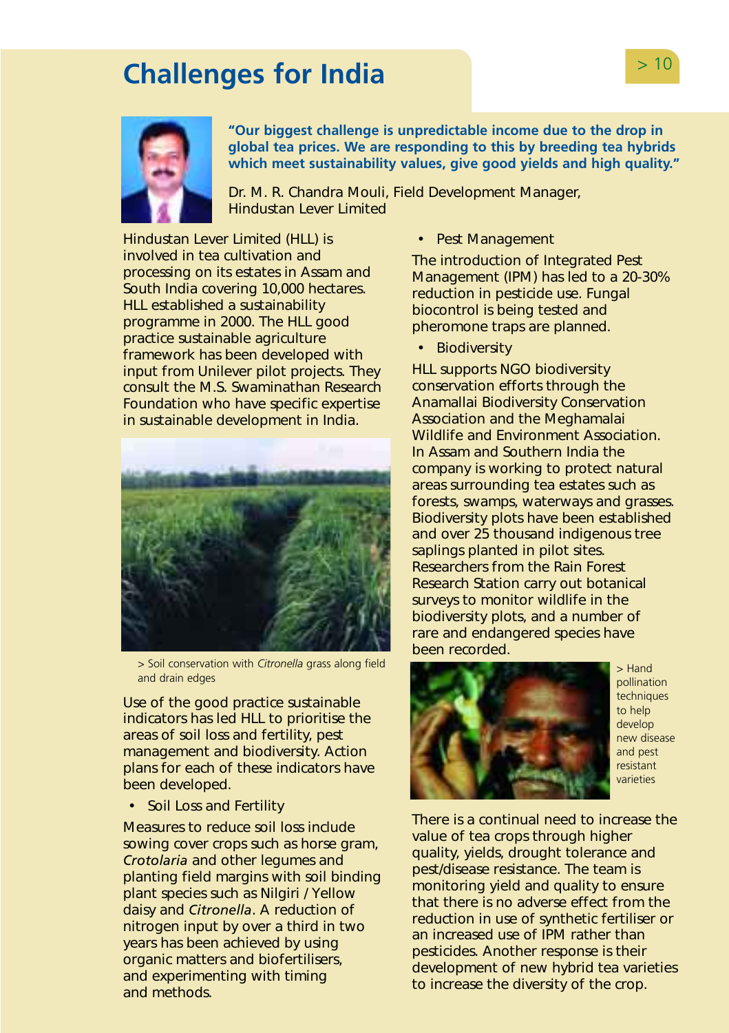# Challenges for India

**"Our biggest challenge is unpredictable income due to the drop in global tea prices. We are responding to this by breeding tea hybrids which meet sustainability values, give good yields and high quality."**

Dr. M. R. Chandra Mouli, Field Development Manager, Hindustan Lever Limited

Hindustan Lever Limited (HLL) is involved in tea cultivation and processing on its estates in Assam and South India covering 10,000 hectares. HLL established a sustainability programme in 2000. The HLL good practice sustainable agriculture framework has been developed with input from Unilever pilot projects. They consult the M.S. Swaminathan Research Foundation who have specific expertise in sustainable development in India.

> Soil conservation with *Citronella* grass along field and drain edges

Use of the good practice sustainable indicators has led HLL to prioritise the areas of soil loss and fertility, pest management and biodiversity. Action plans for each of these indicators have been developed.

- Soil Loss and Fertility

Measures to reduce soil loss include sowing cover crops such as horse gram, *Crotolaria* and other legumes and planting field margins with soil binding plant species such as Nilgiri / Yellow daisy and *Citronella*. A reduction of nitrogen input by over a third in two years has been achieved by using organic matters and biofertilisers, and experimenting with timing and methods.

- Pest Management

The introduction of Integrated Pest Management (IPM) has led to a 20-30% reduction in pesticide use. Fungal biocontrol is being tested and pheromone traps are planned.

- Biodiversity

HLL supports NGO biodiversity conservation efforts through the Anamallai Biodiversity Conservation Association and the Meghamalai Wildlife and Environment Association. In Assam and Southern India the company is working to protect natural areas surrounding tea estates such as forests, swamps, waterways and grasses. Biodiversity plots have been established and over 25 thousand indigenous tree saplings planted in pilot sites. Researchers from the Rain Forest Research Station carry out botanical surveys to monitor wildlife in the biodiversity plots, and a number of rare and endangered species have been recorded.

> Hand pollination techniques to help develop new disease and pest resistant varieties

There is a continual need to increase the value of tea crops through higher quality, yields, drought tolerance and pest/disease resistance. The team is monitoring yield and quality to ensure that there is no adverse effect from the reduction in use of synthetic fertiliser or an increased use of IPM rather than pesticides. Another response is their development of new hybrid tea varieties to increase the diversity of the crop.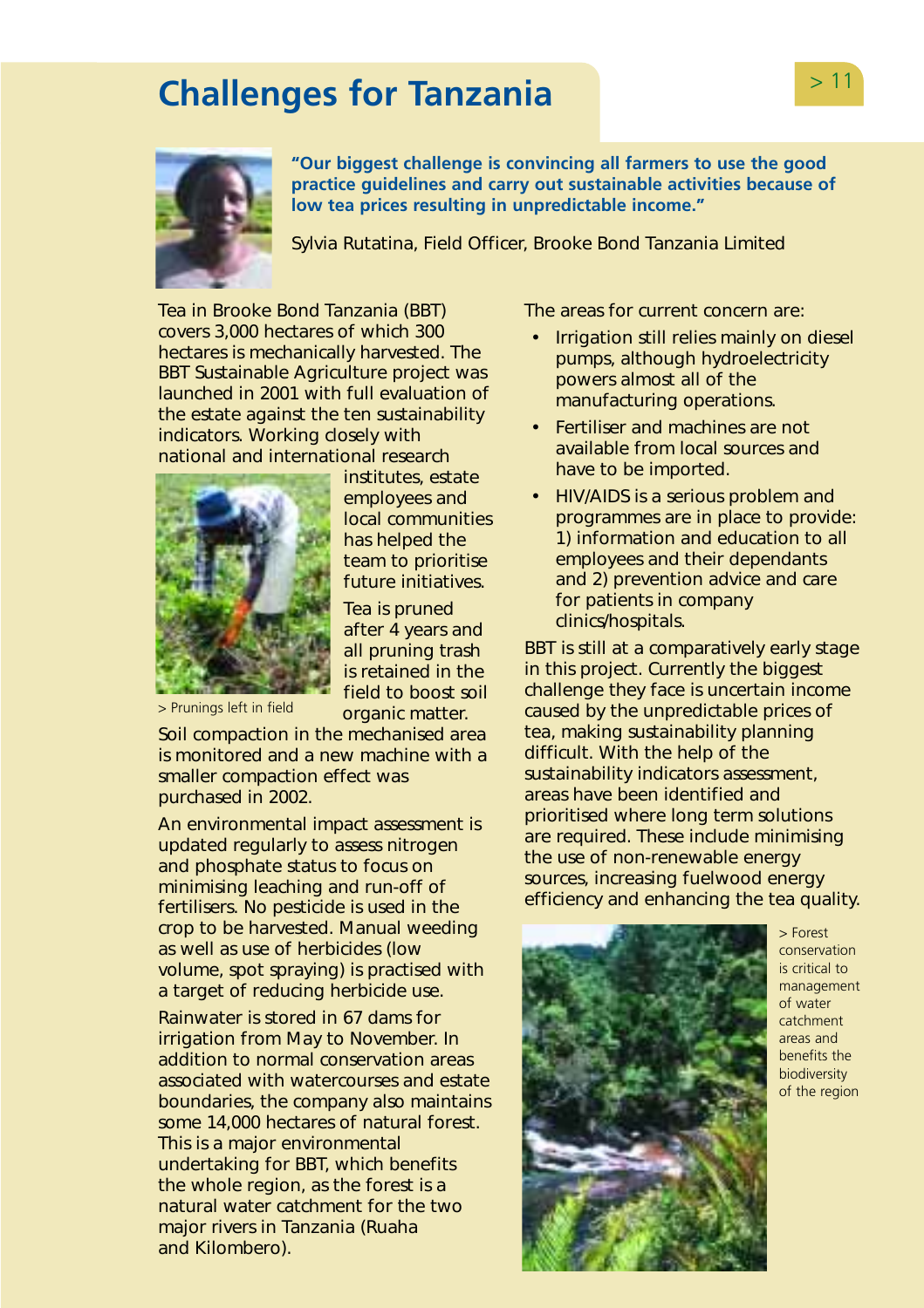# Challenges for Tanzania

**"Our biggest challenge is convincing all farmers to use the good practice guidelines and carry out sustainable activities because of low tea prices resulting in unpredictable income."**

Sylvia Rutatina, Field Officer, Brooke Bond Tanzania Limited

Tea in Brooke Bond Tanzania (BBT) covers 3,000 hectares of which 300 hectares is mechanically harvested. The BBT Sustainable Agriculture project was launched in 2001 with full evaluation of the estate against the ten sustainability indicators. Working closely with national and international research institutes, estate employees and local communities has helped the team to prioritise future initiatives.

Tea is pruned after 4 years and all pruning trash is retained in the field to boost soil organic matter.

> Prunings left in field

Soil compaction in the mechanised area is monitored and a new machine with a smaller compaction effect was purchased in 2002.

An environmental impact assessment is updated regularly to assess nitrogen and phosphate status to focus on minimising leaching and run-off of fertilisers. No pesticide is used in the crop to be harvested. Manual weeding as well as use of herbicides (low volume, spot spraying) is practised with a target of reducing herbicide use.

Rainwater is stored in 67 dams for irrigation from May to November. In addition to normal conservation areas associated with watercourses and estate boundaries, the company also maintains some 14,000 hectares of natural forest. This is a major environmental undertaking for BBT, which benefits the whole region, as the forest is a natural water catchment for the two major rivers in Tanzania (Ruaha and Kilombero).

The areas for current concern are:

- Irrigation still relies mainly on diesel pumps, although hydroelectricity powers almost all of the manufacturing operations.
- Fertiliser and machines are not available from local sources and have to be imported.
- HIV/AIDS is a serious problem and programmes are in place to provide: 1) information and education to all employees and their dependants and 2) prevention advice and care for patients in company clinics/hospitals.

BBT is still at a comparatively early stage in this project. Currently the biggest challenge they face is uncertain income caused by the unpredictable prices of tea, making sustainability planning difficult. With the help of the sustainability indicators assessment, areas have been identified and prioritised where long term solutions are required. These include minimising the use of non-renewable energy sources, increasing fuelwood energy efficiency and enhancing the tea quality.

> Forest conservation is critical to management of water catchment areas and benefits the biodiversity of the region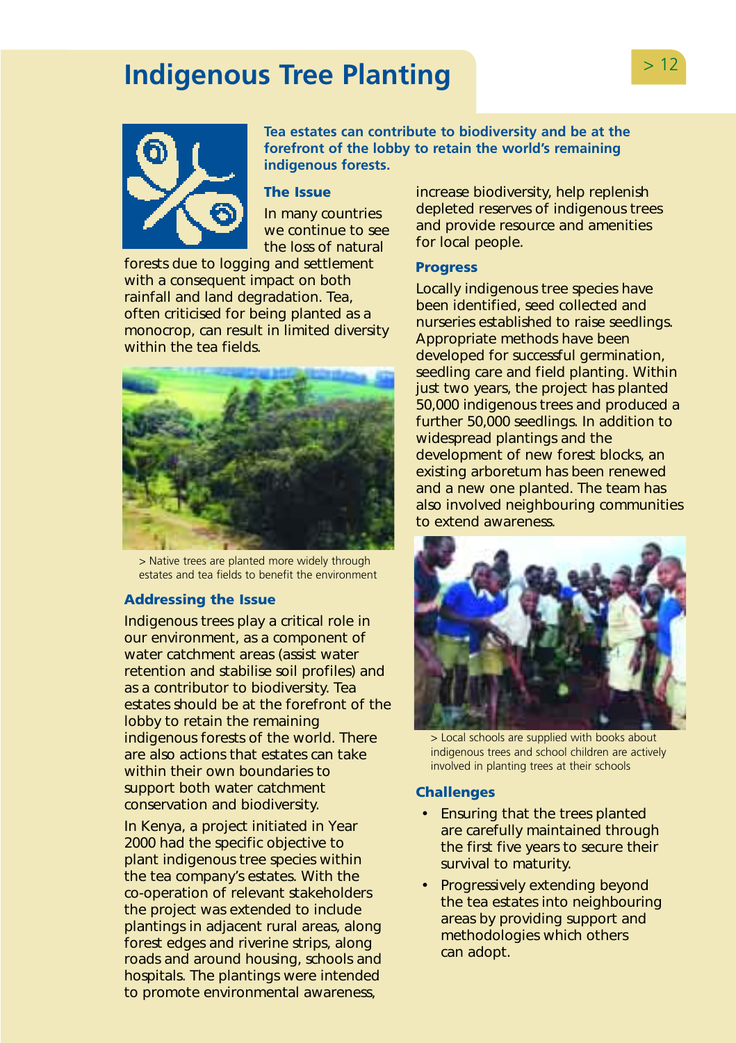# Indigenous Tree Planting

**Tea estates can contribute to biodiversity and be at the forefront of the lobby to retain the world's remaining indigenous forests.**

## The Issue

In many countries we continue to see the loss of natural forests due to logging and settlement with a consequent impact on both rainfall and land degradation. Tea, often criticised for being planted as a monocrop, can result in limited diversity within the tea fields.

> Native trees are planted more widely through estates and tea fields to benefit the environment

## Addressing the Issue

Indigenous trees play a critical role in our environment, as a component of water catchment areas (assist water retention and stabilise soil profiles) and as a contributor to biodiversity. Tea estates should be at the forefront of the lobby to retain the remaining indigenous forests of the world. There are also actions that estates can take within their own boundaries to support both water catchment conservation and biodiversity.

In Kenya, a project initiated in Year 2000 had the specific objective to plant indigenous tree species within the tea company's estates. With the co-operation of relevant stakeholders the project was extended to include plantings in adjacent rural areas, along forest edges and riverine strips, along roads and around housing, schools and hospitals. The plantings were intended to promote environmental awareness, increase biodiversity, help replenish depleted reserves of indigenous trees and provide resource and amenities for local people.

## Progress

Locally indigenous tree species have been identified, seed collected and nurseries established to raise seedlings. Appropriate methods have been developed for successful germination, seedling care and field planting. Within just two years, the project has planted 50,000 indigenous trees and produced a further 50,000 seedlings. In addition to widespread plantings and the development of new forest blocks, an existing arboretum has been renewed and a new one planted. The team has also involved neighbouring communities to extend awareness.

> Local schools are supplied with books about indigenous trees and school children are actively involved in planting trees at their schools

## Challenges

- Ensuring that the trees planted are carefully maintained through the first five years to secure their survival to maturity.
- Progressively extending beyond the tea estates into neighbouring areas by providing support and methodologies which others can adopt.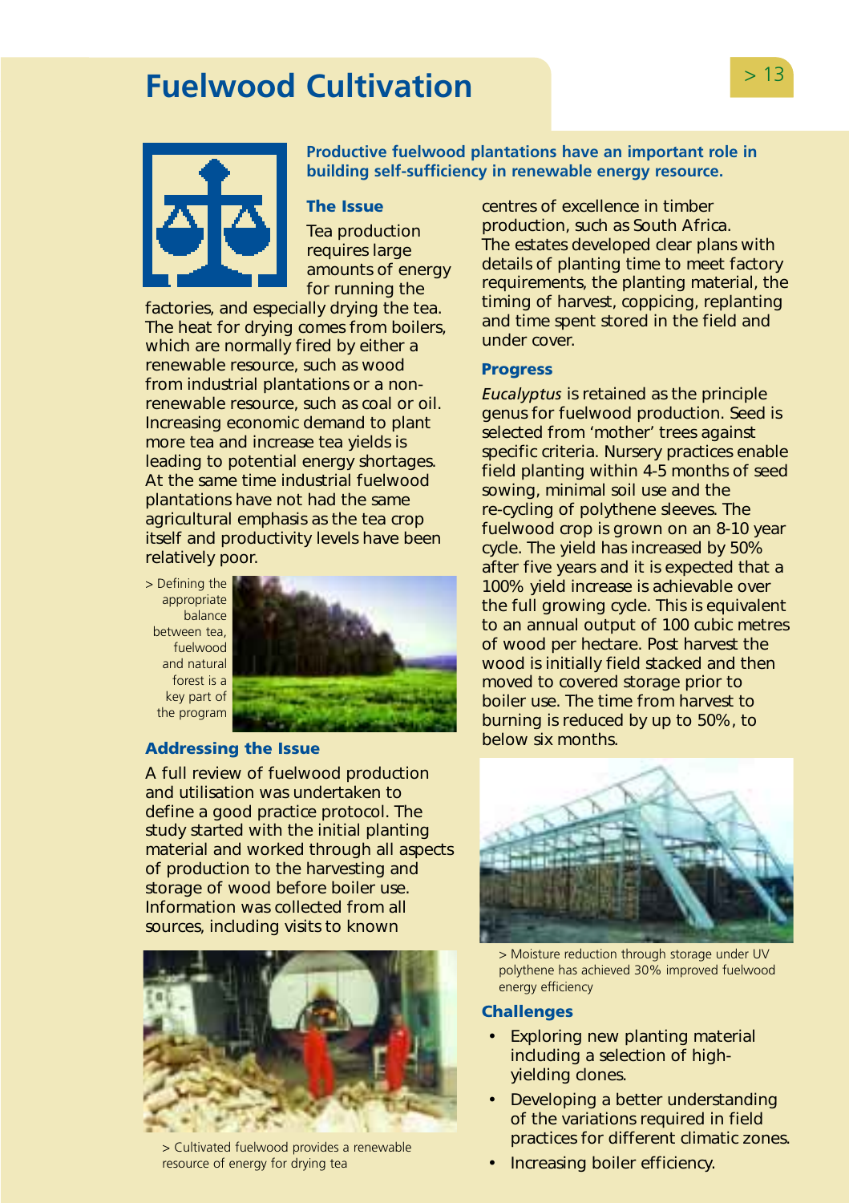# Fuelwood Cultivation

**Productive fuelwood plantations have an important role in building self-sufficiency in renewable energy resource.**

## The Issue

Tea production requires large amounts of energy for running the factories, and especially drying the tea. The heat for drying comes from boilers, which are normally fired by either a renewable resource, such as wood from industrial plantations or a non-renewable resource, such as coal or oil. Increasing economic demand to plant more tea and increase tea yields is leading to potential energy shortages. At the same time industrial fuelwood plantations have not had the same agricultural emphasis as the tea crop itself and productivity levels have been relatively poor.

> Defining the appropriate balance between tea, fuelwood and natural forest is a key part of the program

## Addressing the Issue

A full review of fuelwood production and utilisation was undertaken to define a good practice protocol. The study started with the initial planting material and worked through all aspects of production to the harvesting and storage of wood before boiler use. Information was collected from all sources, including visits to known centres of excellence in timber production, such as South Africa. The estates developed clear plans with details of planting time to meet factory requirements, the planting material, the timing of harvest, coppicing, replanting and time spent stored in the field and under cover.

> Cultivated fuelwood provides a renewable resource of energy for drying tea

## Progress

*Eucalyptus* is retained as the principle genus for fuelwood production. Seed is selected from 'mother' trees against specific criteria. Nursery practices enable field planting within 4-5 months of seed sowing, minimal soil use and the re-cycling of polythene sleeves. The fuelwood crop is grown on an 8-10 year cycle. The yield has increased by 50% after five years and it is expected that a 100% yield increase is achievable over the full growing cycle. This is equivalent to an annual output of 100 cubic metres of wood per hectare. Post harvest the wood is initially field stacked and then moved to covered storage prior to boiler use. The time from harvest to burning is reduced by up to 50%, to below six months.

> Moisture reduction through storage under UV polythene has achieved 30% improved fuelwood energy efficiency

## Challenges

- Exploring new planting material including a selection of high-yielding clones.
- Developing a better understanding of the variations required in field practices for different climatic zones.
- Increasing boiler efficiency.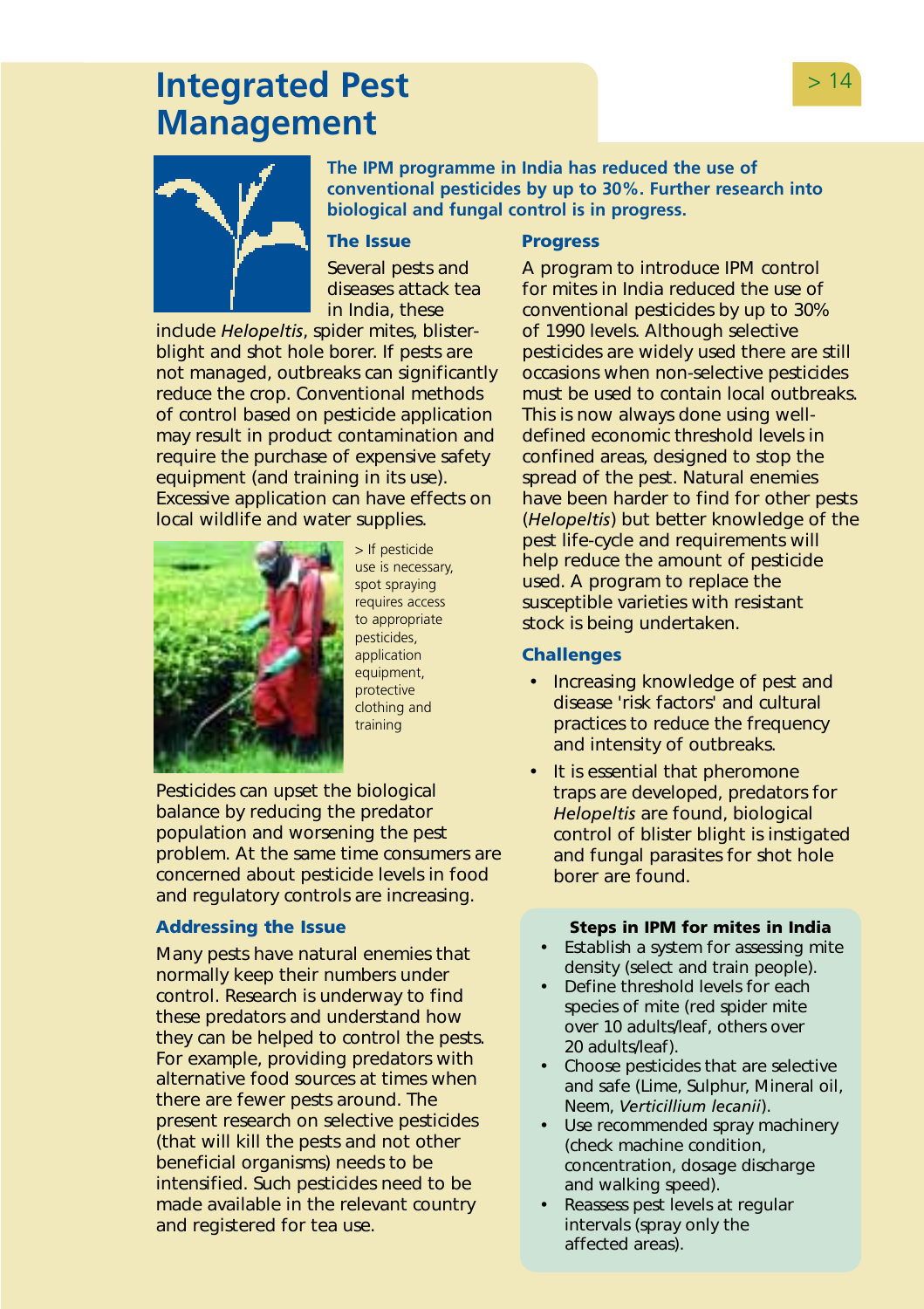# Integrated Pest Management

**The IPM programme in India has reduced the use of conventional pesticides by up to 30%. Further research into biological and fungal control is in progress.**

### The Issue

Several pests and diseases attack tea in India, these include *Helopeltis*, spider mites, blister-blight and shot hole borer. If pests are not managed, outbreaks can significantly reduce the crop. Conventional methods of control based on pesticide application may result in product contamination and require the purchase of expensive safety equipment (and training in its use). Excessive application can have effects on local wildlife and water supplies.

> If pesticide use is necessary, spot spraying requires access to appropriate pesticides, application equipment, protective clothing and training

Pesticides can upset the biological balance by reducing the predator population and worsening the pest problem. At the same time consumers are concerned about pesticide levels in food and regulatory controls are increasing.

### Addressing the Issue

Many pests have natural enemies that normally keep their numbers under control. Research is underway to find these predators and understand how they can be helped to control the pests. For example, providing predators with alternative food sources at times when there are fewer pests around. The present research on selective pesticides (that will kill the pests and not other beneficial organisms) needs to be intensified. Such pesticides need to be made available in the relevant country and registered for tea use.

### Progress

A program to introduce IPM control for mites in India reduced the use of conventional pesticides by up to 30% of 1990 levels. Although selective pesticides are widely used there are still occasions when non-selective pesticides must be used to contain local outbreaks. This is now always done using well-defined economic threshold levels in confined areas, designed to stop the spread of the pest. Natural enemies have been harder to find for other pests (*Helopeltis*) but better knowledge of the pest life-cycle and requirements will help reduce the amount of pesticide used. A program to replace the susceptible varieties with resistant stock is being undertaken.

### Challenges

- Increasing knowledge of pest and disease 'risk factors' and cultural practices to reduce the frequency and intensity of outbreaks.
- It is essential that pheromone traps are developed, predators for *Helopeltis* are found, biological control of blister blight is instigated and fungal parasites for shot hole borer are found.

**Steps in IPM for mites in India**

- Establish a system for assessing mite density (select and train people).
- Define threshold levels for each species of mite (red spider mite over 10 adults/leaf, others over 20 adults/leaf).
- Choose pesticides that are selective and safe (Lime, Sulphur, Mineral oil, Neem, *Verticillium lecanii*).
- Use recommended spray machinery (check machine condition, concentration, dosage discharge and walking speed).
- Reassess pest levels at regular intervals (spray only the affected areas).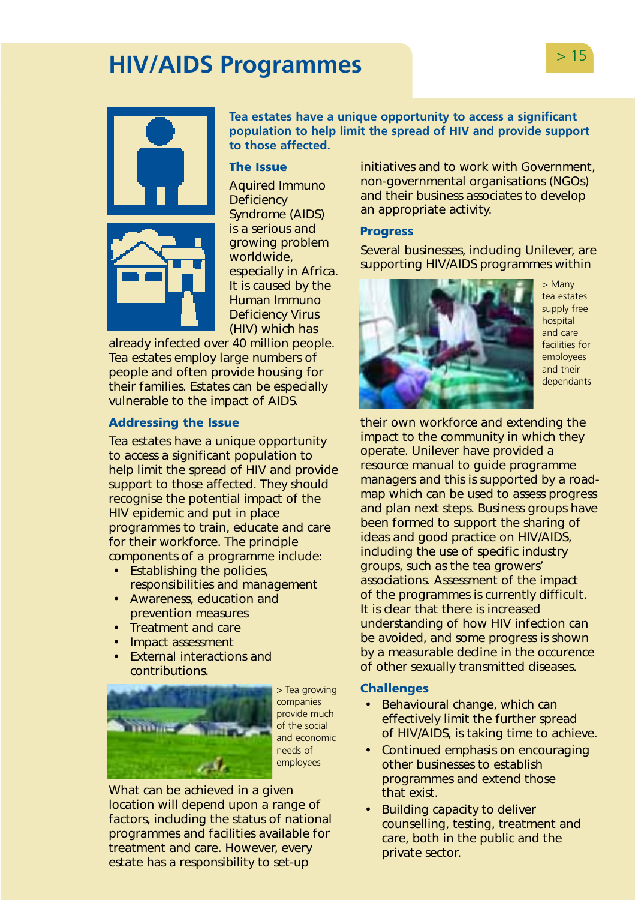# HIV/AIDS Programmes

**Tea estates have a unique opportunity to access a significant population to help limit the spread of HIV and provide support to those affected.**

## The Issue

Aquired Immuno Deficiency Syndrome (AIDS) is a serious and growing problem worldwide, especially in Africa. It is caused by the Human Immuno Deficiency Virus (HIV) which has already infected over 40 million people. Tea estates employ large numbers of people and often provide housing for their families. Estates can be especially vulnerable to the impact of AIDS.

## Addressing the Issue

Tea estates have a unique opportunity to access a significant population to help limit the spread of HIV and provide support to those affected. They should recognise the potential impact of the HIV epidemic and put in place programmes to train, educate and care for their workforce. The principle components of a programme include:

- Establishing the policies, responsibilities and management
- Awareness, education and prevention measures
- Treatment and care
- Impact assessment
- External interactions and contributions.

> Tea growing companies provide much of the social and economic needs of employees

What can be achieved in a given location will depend upon a range of factors, including the status of national programmes and facilities available for treatment and care. However, every estate has a responsibility to set-up initiatives and to work with Government, non-governmental organisations (NGOs) and their business associates to develop an appropriate activity.

## Progress

Several businesses, including Unilever, are supporting HIV/AIDS programmes within their own workforce and extending the impact to the community in which they operate. Unilever have provided a resource manual to guide programme managers and this is supported by a road-map which can be used to assess progress and plan next steps. Business groups have been formed to support the sharing of ideas and good practice on HIV/AIDS, including the use of specific industry groups, such as the tea growers' associations. Assessment of the impact of the programmes is currently difficult. It is clear that there is increased understanding of how HIV infection can be avoided, and some progress is shown by a measurable decline in the occurence of other sexually transmitted diseases.

> Many tea estates supply free hospital and care facilities for employees and their dependants

## Challenges

- Behavioural change, which can effectively limit the further spread of HIV/AIDS, is taking time to achieve.
- Continued emphasis on encouraging other businesses to establish programmes and extend those that exist.
- Building capacity to deliver counselling, testing, treatment and care, both in the public and the private sector.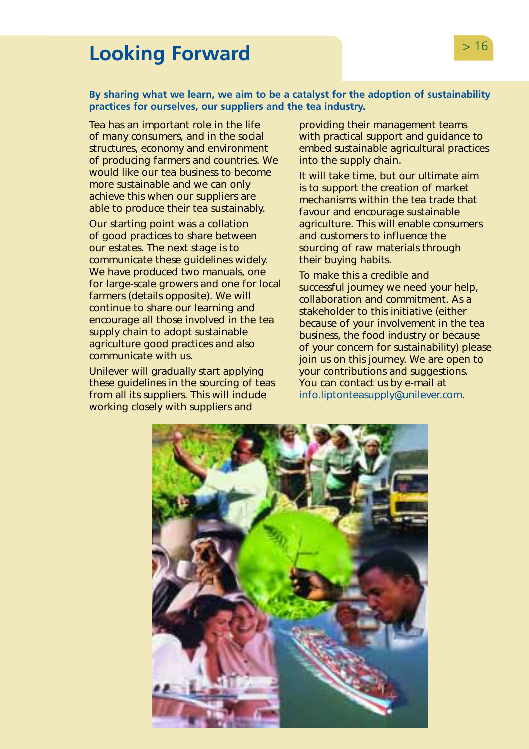# Looking Forward

**By sharing what we learn, we aim to be a catalyst for the adoption of sustainability practices for ourselves, our suppliers and the tea industry.**

Tea has an important role in the life of many consumers, and in the social structures, economy and environment of producing farmers and countries. We would like our tea business to become more sustainable and we can only achieve this when our suppliers are able to produce their tea sustainably.

Our starting point was a collation of good practices to share between our estates. The next stage is to communicate these guidelines widely. We have produced two manuals, one for large-scale growers and one for local farmers (details opposite). We will continue to share our learning and encourage all those involved in the tea supply chain to adopt sustainable agriculture good practices and also communicate with us.

Unilever will gradually start applying these guidelines in the sourcing of teas from all its suppliers. This will include working closely with suppliers and providing their management teams with practical support and guidance to embed sustainable agricultural practices into the supply chain.

It will take time, but our ultimate aim is to support the creation of market mechanisms within the tea trade that favour and encourage sustainable agriculture. This will enable consumers and customers to influence the sourcing of raw materials through their buying habits.

To make this a credible and successful journey we need your help, collaboration and commitment. As a stakeholder to this initiative (either because of your involvement in the tea business, the food industry or because of your concern for sustainability) please join us on this journey. We are open to your contributions and suggestions. You can contact us by e-mail at info.liptonteasupply@unilever.com.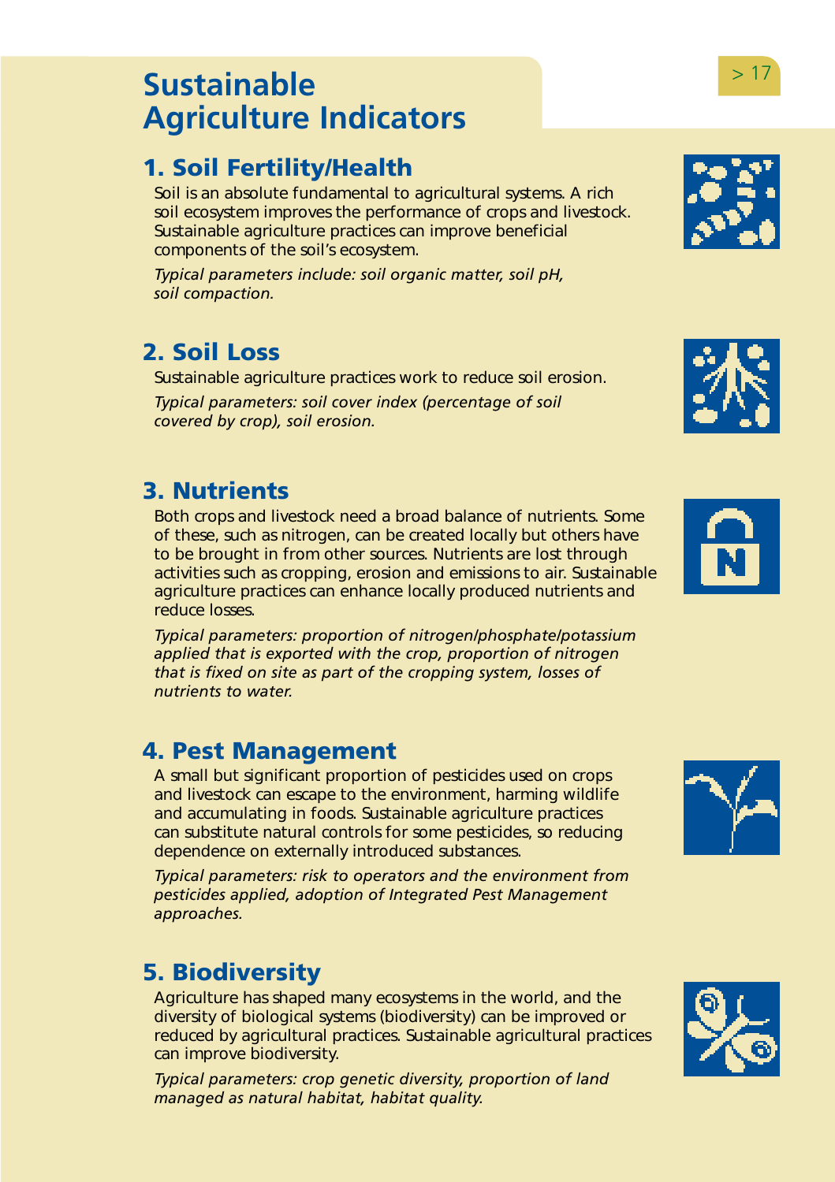# Sustainable Agriculture Indicators

## 1. Soil Fertility/Health

Soil is an absolute fundamental to agricultural systems. A rich soil ecosystem improves the performance of crops and livestock. Sustainable agriculture practices can improve beneficial components of the soil's ecosystem.

*Typical parameters include: soil organic matter, soil pH, soil compaction.*

## 2. Soil Loss

Sustainable agriculture practices work to reduce soil erosion.

*Typical parameters: soil cover index (percentage of soil covered by crop), soil erosion.*

## 3. Nutrients

Both crops and livestock need a broad balance of nutrients. Some of these, such as nitrogen, can be created locally but others have to be brought in from other sources. Nutrients are lost through activities such as cropping, erosion and emissions to air. Sustainable agriculture practices can enhance locally produced nutrients and reduce losses.

*Typical parameters: proportion of nitrogen/phosphate/potassium applied that is exported with the crop, proportion of nitrogen that is fixed on site as part of the cropping system, losses of nutrients to water.*

## 4. Pest Management

A small but significant proportion of pesticides used on crops and livestock can escape to the environment, harming wildlife and accumulating in foods. Sustainable agriculture practices can substitute natural controls for some pesticides, so reducing dependence on externally introduced substances.

*Typical parameters: risk to operators and the environment from pesticides applied, adoption of Integrated Pest Management approaches.*

## 5. Biodiversity

Agriculture has shaped many ecosystems in the world, and the diversity of biological systems (biodiversity) can be improved or reduced by agricultural practices. Sustainable agricultural practices can improve biodiversity.

*Typical parameters: crop genetic diversity, proportion of land managed as natural habitat, habitat quality.*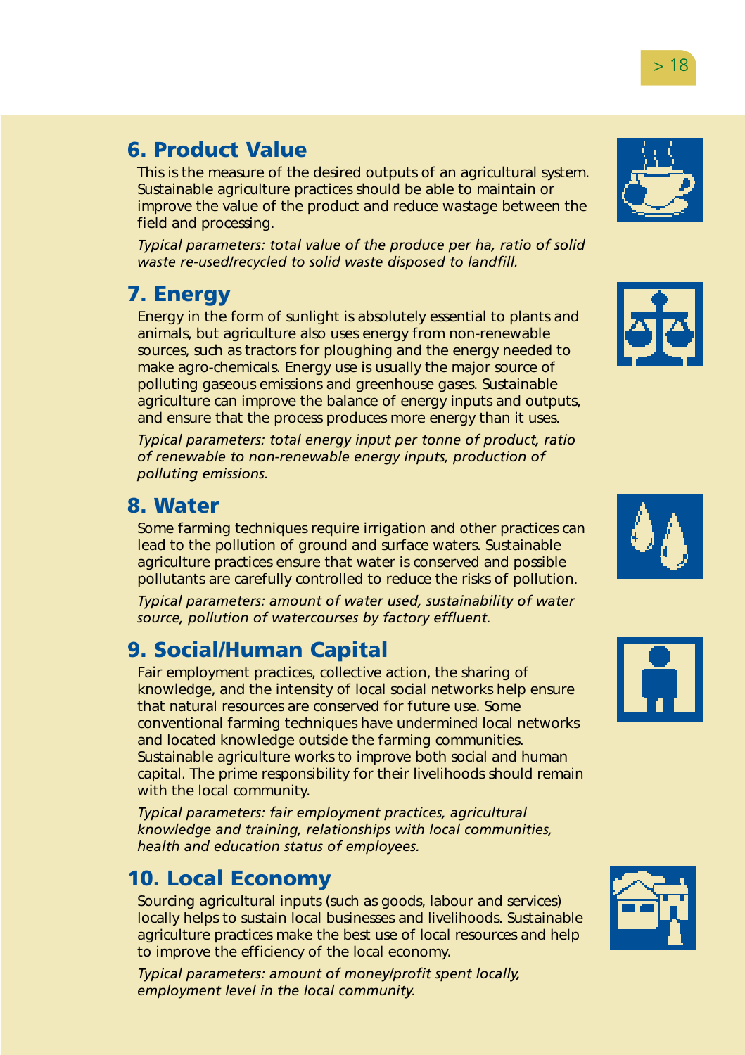## 6. Product Value

This is the measure of the desired outputs of an agricultural system. Sustainable agriculture practices should be able to maintain or improve the value of the product and reduce wastage between the field and processing.

*Typical parameters: total value of the produce per ha, ratio of solid waste re-used/recycled to solid waste disposed to landfill.*

## 7. Energy

Energy in the form of sunlight is absolutely essential to plants and animals, but agriculture also uses energy from non-renewable sources, such as tractors for ploughing and the energy needed to make agro-chemicals. Energy use is usually the major source of polluting gaseous emissions and greenhouse gases. Sustainable agriculture can improve the balance of energy inputs and outputs, and ensure that the process produces more energy than it uses.

*Typical parameters: total energy input per tonne of product, ratio of renewable to non-renewable energy inputs, production of polluting emissions.*

## 8. Water

Some farming techniques require irrigation and other practices can lead to the pollution of ground and surface waters. Sustainable agriculture practices ensure that water is conserved and possible pollutants are carefully controlled to reduce the risks of pollution.

*Typical parameters: amount of water used, sustainability of water source, pollution of watercourses by factory effluent.*

## 9. Social/Human Capital

Fair employment practices, collective action, the sharing of knowledge, and the intensity of local social networks help ensure that natural resources are conserved for future use. Some conventional farming techniques have undermined local networks and located knowledge outside the farming communities. Sustainable agriculture works to improve both social and human capital. The prime responsibility for their livelihoods should remain with the local community.

*Typical parameters: fair employment practices, agricultural knowledge and training, relationships with local communities, health and education status of employees.*

## 10. Local Economy

Sourcing agricultural inputs (such as goods, labour and services) locally helps to sustain local businesses and livelihoods. Sustainable agriculture practices make the best use of local resources and help to improve the efficiency of the local economy.

*Typical parameters: amount of money/profit spent locally, employment level in the local community.*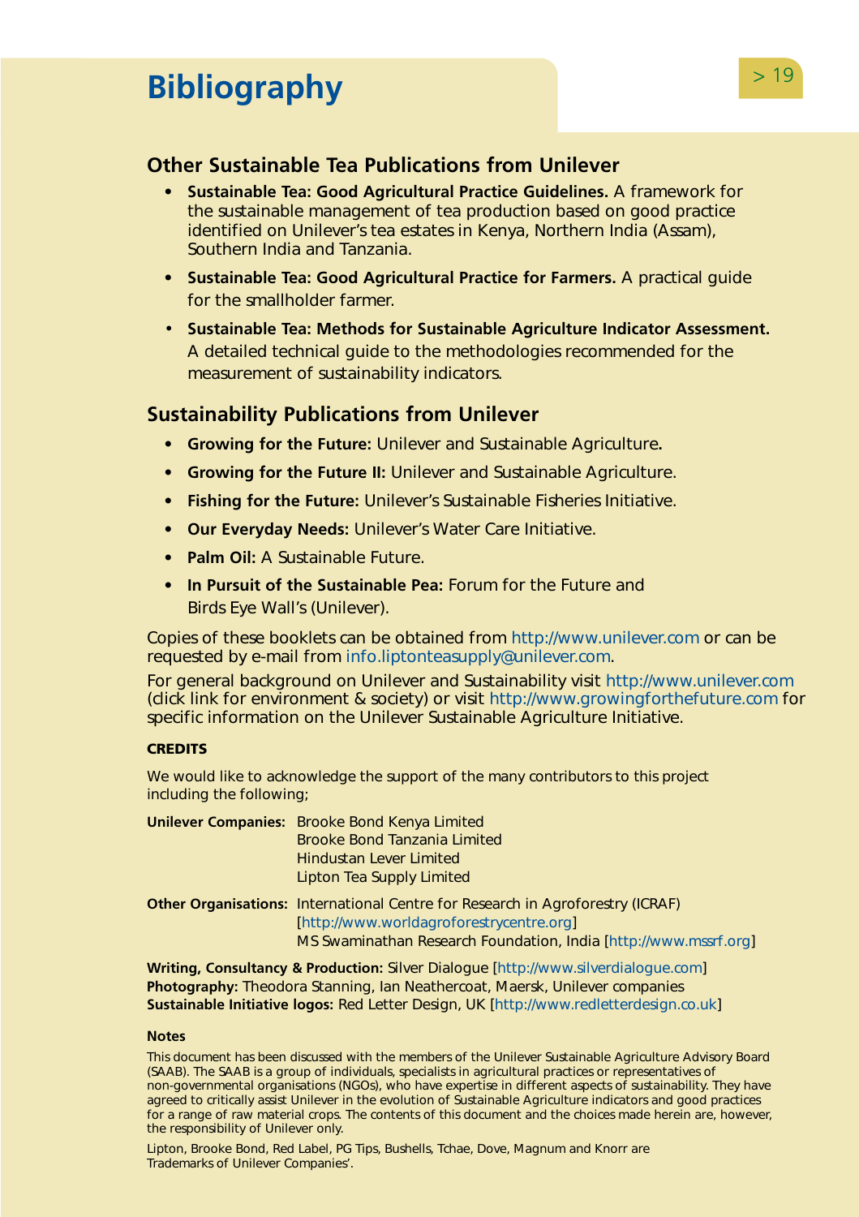# Bibliography

## Other Sustainable Tea Publications from Unilever

- **Sustainable Tea: Good Agricultural Practice Guidelines.** A framework for the sustainable management of tea production based on good practice identified on Unilever's tea estates in Kenya, Northern India (Assam), Southern India and Tanzania.
- **Sustainable Tea: Good Agricultural Practice for Farmers.** A practical guide for the smallholder farmer.
- **Sustainable Tea: Methods for Sustainable Agriculture Indicator Assessment.** A detailed technical guide to the methodologies recommended for the measurement of sustainability indicators.

## Sustainability Publications from Unilever

- **Growing for the Future:** Unilever and Sustainable Agriculture.
- **Growing for the Future II:** Unilever and Sustainable Agriculture.
- **Fishing for the Future:** Unilever's Sustainable Fisheries Initiative.
- **Our Everyday Needs:** Unilever's Water Care Initiative.
- **Palm Oil:** A Sustainable Future.
- **In Pursuit of the Sustainable Pea:** Forum for the Future and Birds Eye Wall's (Unilever).

Copies of these booklets can be obtained from http://www.unilever.com or can be requested by e-mail from info.liptonteasupply@unilever.com.

For general background on Unilever and Sustainability visit http://www.unilever.com (click link for environment & society) or visit http://www.growingforthefuture.com for specific information on the Unilever Sustainable Agriculture Initiative.

### CREDITS

We would like to acknowledge the support of the many contributors to this project including the following;

**Unilever Companies:** Brooke Bond Kenya Limited
Brooke Bond Tanzania Limited
Hindustan Lever Limited
Lipton Tea Supply Limited

**Other Organisations:** International Centre for Research in Agroforestry (ICRAF) [http://www.worldagroforestrycentre.org]
MS Swaminathan Research Foundation, India [http://www.mssrf.org]

**Writing, Consultancy & Production:** Silver Dialogue [http://www.silverdialogue.com]
**Photography:** Theodora Stanning, Ian Neathercoat, Maersk, Unilever companies
**Sustainable Initiative logos:** Red Letter Design, UK [http://www.redletterdesign.co.uk]

### Notes

This document has been discussed with the members of the Unilever Sustainable Agriculture Advisory Board (SAAB). The SAAB is a group of individuals, specialists in agricultural practices or representatives of non-governmental organisations (NGOs), who have expertise in different aspects of sustainability. They have agreed to critically assist Unilever in the evolution of Sustainable Agriculture indicators and good practices for a range of raw material crops. The contents of this document and the choices made herein are, however, the responsibility of Unilever only.

Lipton, Brooke Bond, Red Label, PG Tips, Bushells, Tchae, Dove, Magnum and Knorr are Trademarks of Unilever Companies'.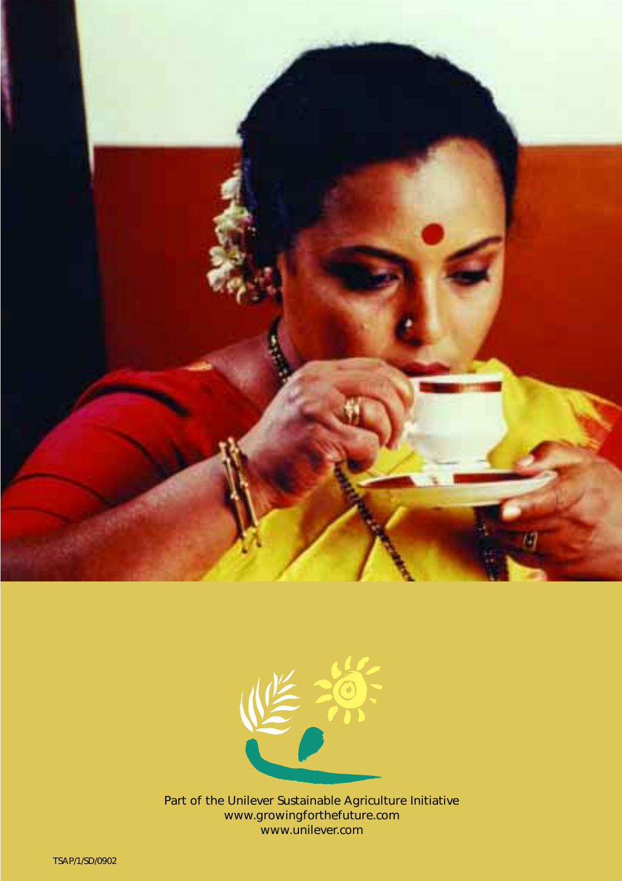Part of the Unilever Sustainable Agriculture Initiative
www.growingforthefuture.com
www.unilever.com

TSAP/1/SD/0902